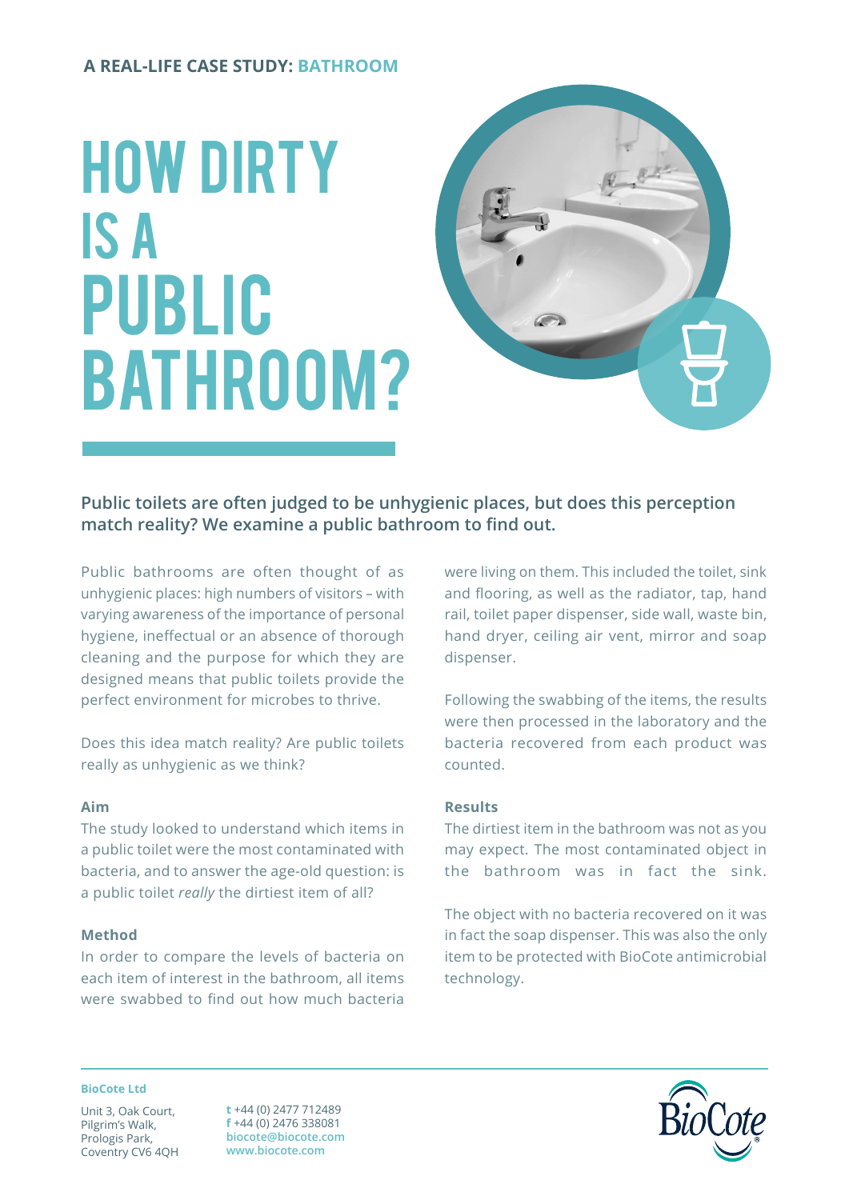A REAL-LIFE CASE STUDY: **BATHROOM**

# HOW DIRTY IS A PUBLIC BATHROOM?

**Public toilets are often judged to be unhygienic places, but does this perception match reality? We examine a public bathroom to find out.**

Public bathrooms are often thought of as unhygienic places: high numbers of visitors – with varying awareness of the importance of personal hygiene, ineffectual or an absence of thorough cleaning and the purpose for which they are designed means that public toilets provide the perfect environment for microbes to thrive.

Does this idea match reality? Are public toilets really as unhygienic as we think?

### Aim

The study looked to understand which items in a public toilet were the most contaminated with bacteria, and to answer the age-old question: is a public toilet *really* the dirtiest item of all?

### Method

In order to compare the levels of bacteria on each item of interest in the bathroom, all items were swabbed to find out how much bacteria were living on them. This included the toilet, sink and flooring, as well as the radiator, tap, hand rail, toilet paper dispenser, side wall, waste bin, hand dryer, ceiling air vent, mirror and soap dispenser.

Following the swabbing of the items, the results were then processed in the laboratory and the bacteria recovered from each product was counted.

### Results

The dirtiest item in the bathroom was not as you may expect. The most contaminated object in the bathroom was in fact the sink.

The object with no bacteria recovered on it was in fact the soap dispenser. This was also the only item to be protected with BioCote antimicrobial technology.

**BioCote Ltd**

Unit 3, Oak Court,
Pilgrim's Walk,
Prologis Park,
Coventry CV6 4QH

**t** +44 (0) 2477 712489
**f** +44 (0) 2476 338081
**biocote@biocote.com**
**www.biocote.com**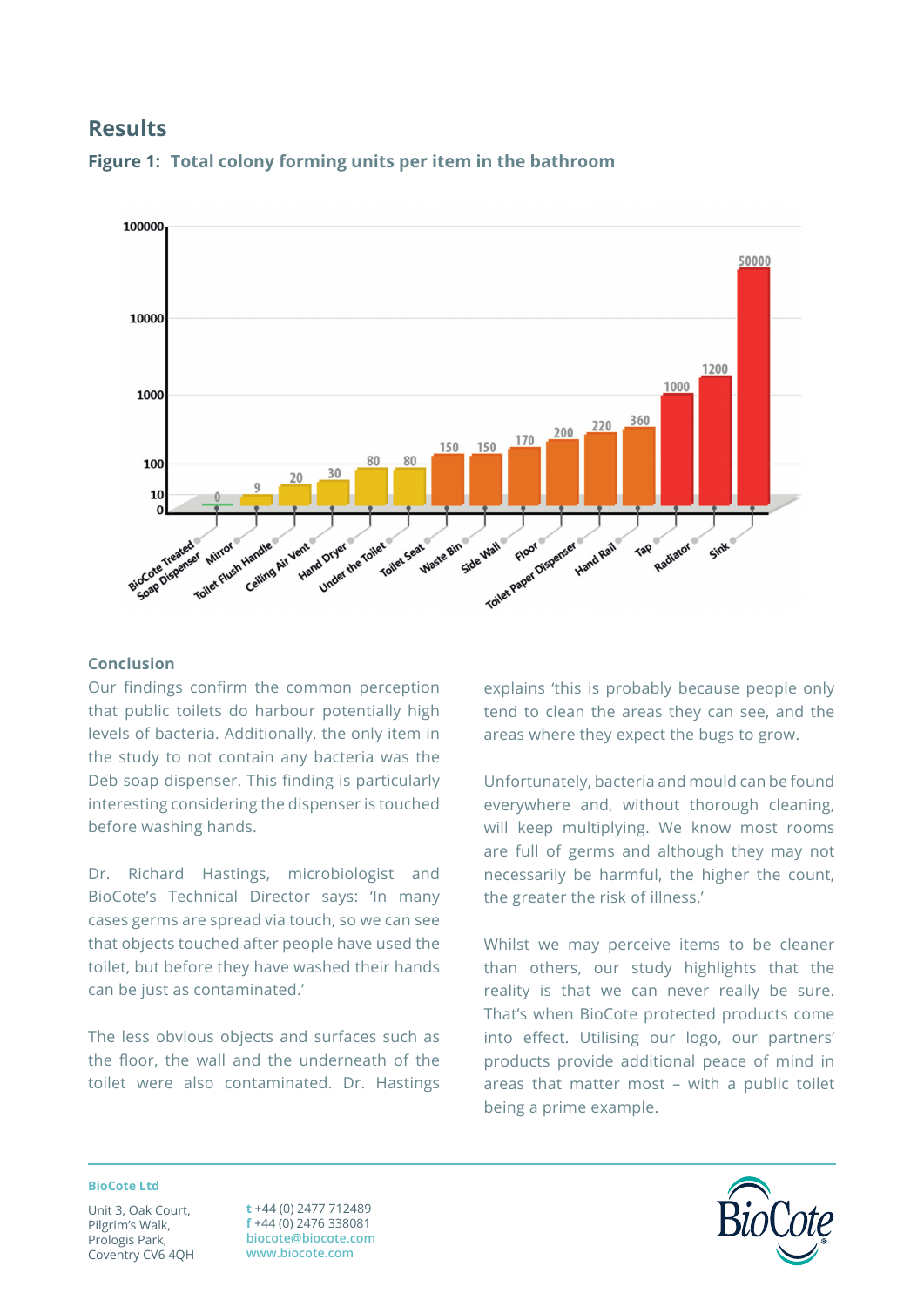## Results

### Figure 1: Total colony forming units per item in the bathroom

100000
10000
1000
100
10
0

0
9
20
30
80
80
150
150
170
200
220
360
1000
1200
50000

BioCote Treated Soap Dispenser
Mirror
Toilet Flush Handle
Ceiling Air Vent
Hand Dryer
Under the Toilet
Toilet Seat
Waste Bin
Side Wall
Floor
Toilet Paper Dispenser
Hand Rail
Tap
Radiator
Sink

### Conclusion

Our findings confirm the common perception that public toilets do harbour potentially high levels of bacteria. Additionally, the only item in the study to not contain any bacteria was the Deb soap dispenser. This finding is particularly interesting considering the dispenser is touched before washing hands.

Dr. Richard Hastings, microbiologist and BioCote's Technical Director says: 'In many cases germs are spread via touch, so we can see that objects touched after people have used the toilet, but before they have washed their hands can be just as contaminated.'

The less obvious objects and surfaces such as the floor, the wall and the underneath of the toilet were also contaminated. Dr. Hastings explains 'this is probably because people only tend to clean the areas they can see, and the areas where they expect the bugs to grow.

Unfortunately, bacteria and mould can be found everywhere and, without thorough cleaning, will keep multiplying. We know most rooms are full of germs and although they may not necessarily be harmful, the higher the count, the greater the risk of illness.'

Whilst we may perceive items to be cleaner than others, our study highlights that the reality is that we can never really be sure. That's when BioCote protected products come into effect. Utilising our logo, our partners' products provide additional peace of mind in areas that matter most – with a public toilet being a prime example.

---

**BioCote Ltd**

Unit 3, Oak Court,
Pilgrim's Walk,
Prologis Park,
Coventry CV6 4QH

t +44 (0) 2477 712489
f +44 (0) 2476 338081
biocote@biocote.com
www.biocote.com

BioCote®